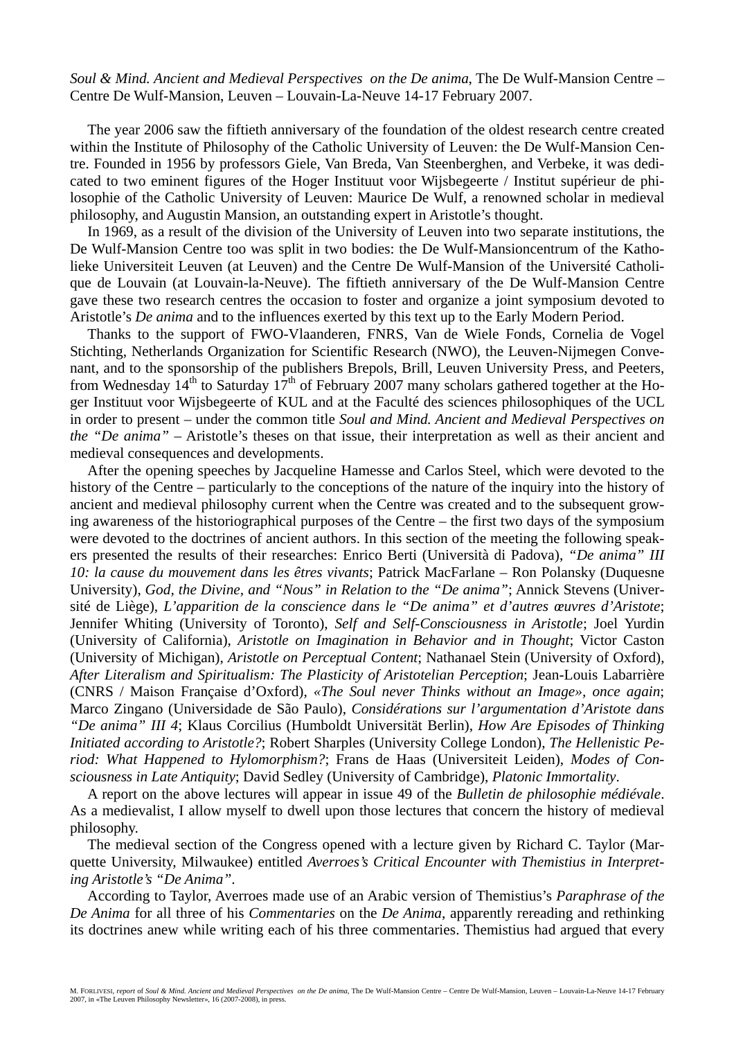*Soul & Mind. Ancient and Medieval Perspectives on the De anima*, The De Wulf-Mansion Centre – Centre De Wulf-Mansion, Leuven – Louvain-La-Neuve 14-17 February 2007.

The year 2006 saw the fiftieth anniversary of the foundation of the oldest research centre created within the Institute of Philosophy of the Catholic University of Leuven: the De Wulf-Mansion Centre. Founded in 1956 by professors Giele, Van Breda, Van Steenberghen, and Verbeke, it was dedicated to two eminent figures of the Hoger Instituut voor Wijsbegeerte / Institut supérieur de philosophie of the Catholic University of Leuven: Maurice De Wulf, a renowned scholar in medieval philosophy, and Augustin Mansion, an outstanding expert in Aristotle's thought.

In 1969, as a result of the division of the University of Leuven into two separate institutions, the De Wulf-Mansion Centre too was split in two bodies: the De Wulf-Mansioncentrum of the Katholieke Universiteit Leuven (at Leuven) and the Centre De Wulf-Mansion of the Université Catholique de Louvain (at Louvain-la-Neuve). The fiftieth anniversary of the De Wulf-Mansion Centre gave these two research centres the occasion to foster and organize a joint symposium devoted to Aristotle's *De anima* and to the influences exerted by this text up to the Early Modern Period.

Thanks to the support of FWO-Vlaanderen, FNRS, Van de Wiele Fonds, Cornelia de Vogel Stichting, Netherlands Organization for Scientific Research (NWO), the Leuven-Nijmegen Convenant, and to the sponsorship of the publishers Brepols, Brill, Leuven University Press, and Peeters, from Wednesday 14th to Saturday 17th of February 2007 many scholars gathered together at the Hoger Instituut voor Wijsbegeerte of KUL and at the Faculté des sciences philosophiques of the UCL in order to present – under the common title *Soul and Mind. Ancient and Medieval Perspectives on the "De anima"* – Aristotle's theses on that issue, their interpretation as well as their ancient and medieval consequences and developments.

After the opening speeches by Jacqueline Hamesse and Carlos Steel, which were devoted to the history of the Centre – particularly to the conceptions of the nature of the inquiry into the history of ancient and medieval philosophy current when the Centre was created and to the subsequent growing awareness of the historiographical purposes of the Centre – the first two days of the symposium were devoted to the doctrines of ancient authors. In this section of the meeting the following speakers presented the results of their researches: Enrico Berti (Università di Padova), *"De anima" III 10: la cause du mouvement dans les êtres vivants*; Patrick MacFarlane – Ron Polansky (Duquesne University), *God, the Divine, and "Nous" in Relation to the "De anima"*; Annick Stevens (Université de Liège), *L'apparition de la conscience dans le "De anima" et d'autres œuvres d'Aristote*; Jennifer Whiting (University of Toronto), *Self and Self-Consciousness in Aristotle*; Joel Yurdin (University of California), *Aristotle on Imagination in Behavior and in Thought*; Victor Caston (University of Michigan), *Aristotle on Perceptual Content*; Nathanael Stein (University of Oxford), *After Literalism and Spiritualism: The Plasticity of Aristotelian Perception*; Jean-Louis Labarrière (CNRS / Maison Française d'Oxford), *«The Soul never Thinks without an Image», once again*; Marco Zingano (Universidade de São Paulo), *Considérations sur l'argumentation d'Aristote dans "De anima" III 4*; Klaus Corcilius (Humboldt Universität Berlin), *How Are Episodes of Thinking Initiated according to Aristotle?*; Robert Sharples (University College London), *The Hellenistic Period: What Happened to Hylomorphism?*; Frans de Haas (Universiteit Leiden), *Modes of Consciousness in Late Antiquity*; David Sedley (University of Cambridge), *Platonic Immortality*.

A report on the above lectures will appear in issue 49 of the *Bulletin de philosophie médiévale*. As a medievalist, I allow myself to dwell upon those lectures that concern the history of medieval philosophy.

The medieval section of the Congress opened with a lecture given by Richard C. Taylor (Marquette University, Milwaukee) entitled *Averroes's Critical Encounter with Themistius in Interpreting Aristotle's "De Anima"*.

According to Taylor, Averroes made use of an Arabic version of Themistius's *Paraphrase of the De Anima* for all three of his *Commentaries* on the *De Anima*, apparently rereading and rethinking its doctrines anew while writing each of his three commentaries. Themistius had argued that every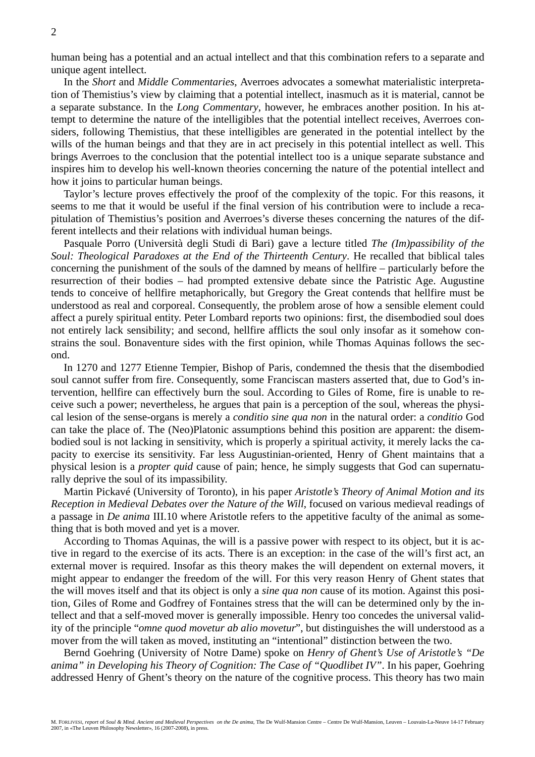human being has a potential and an actual intellect and that this combination refers to a separate and unique agent intellect.

In the *Short* and *Middle Commentaries*, Averroes advocates a somewhat materialistic interpretation of Themistius's view by claiming that a potential intellect, inasmuch as it is material, cannot be a separate substance. In the *Long Commentary*, however, he embraces another position. In his attempt to determine the nature of the intelligibles that the potential intellect receives, Averroes considers, following Themistius, that these intelligibles are generated in the potential intellect by the wills of the human beings and that they are in act precisely in this potential intellect as well. This brings Averroes to the conclusion that the potential intellect too is a unique separate substance and inspires him to develop his well-known theories concerning the nature of the potential intellect and how it joins to particular human beings.

Taylor's lecture proves effectively the proof of the complexity of the topic. For this reasons, it seems to me that it would be useful if the final version of his contribution were to include a recapitulation of Themistius's position and Averroes's diverse theses concerning the natures of the different intellects and their relations with individual human beings.

Pasquale Porro (Università degli Studi di Bari) gave a lecture titled *The (Im)passibility of the Soul: Theological Paradoxes at the End of the Thirteenth Century*. He recalled that biblical tales concerning the punishment of the souls of the damned by means of hellfire – particularly before the resurrection of their bodies – had prompted extensive debate since the Patristic Age. Augustine tends to conceive of hellfire metaphorically, but Gregory the Great contends that hellfire must be understood as real and corporeal. Consequently, the problem arose of how a sensible element could affect a purely spiritual entity. Peter Lombard reports two opinions: first, the disembodied soul does not entirely lack sensibility; and second, hellfire afflicts the soul only insofar as it somehow constrains the soul. Bonaventure sides with the first opinion, while Thomas Aquinas follows the second.

In 1270 and 1277 Etienne Tempier, Bishop of Paris, condemned the thesis that the disembodied soul cannot suffer from fire. Consequently, some Franciscan masters asserted that, due to God's intervention, hellfire can effectively burn the soul. According to Giles of Rome, fire is unable to receive such a power; nevertheless, he argues that pain is a perception of the soul, whereas the physical lesion of the sense-organs is merely a *conditio sine qua non* in the natural order: a *conditio* God can take the place of. The (Neo)Platonic assumptions behind this position are apparent: the disembodied soul is not lacking in sensitivity, which is properly a spiritual activity, it merely lacks the capacity to exercise its sensitivity. Far less Augustinian-oriented, Henry of Ghent maintains that a physical lesion is a *propter quid* cause of pain; hence, he simply suggests that God can supernaturally deprive the soul of its impassibility.

Martin Pickavé (University of Toronto), in his paper *Aristotle's Theory of Animal Motion and its Reception in Medieval Debates over the Nature of the Will*, focused on various medieval readings of a passage in *De anima* III.10 where Aristotle refers to the appetitive faculty of the animal as something that is both moved and yet is a mover.

According to Thomas Aquinas, the will is a passive power with respect to its object, but it is active in regard to the exercise of its acts. There is an exception: in the case of the will's first act, an external mover is required. Insofar as this theory makes the will dependent on external movers, it might appear to endanger the freedom of the will. For this very reason Henry of Ghent states that the will moves itself and that its object is only a *sine qua non* cause of its motion. Against this position, Giles of Rome and Godfrey of Fontaines stress that the will can be determined only by the intellect and that a self-moved mover is generally impossible. Henry too concedes the universal validity of the principle "*omne quod movetur ab alio movetur*", but distinguishes the will understood as a mover from the will taken as moved, instituting an "intentional" distinction between the two.

Bernd Goehring (University of Notre Dame) spoke on *Henry of Ghent's Use of Aristotle's "De anima" in Developing his Theory of Cognition: The Case of "Quodlibet IV"*. In his paper, Goehring addressed Henry of Ghent's theory on the nature of the cognitive process. This theory has two main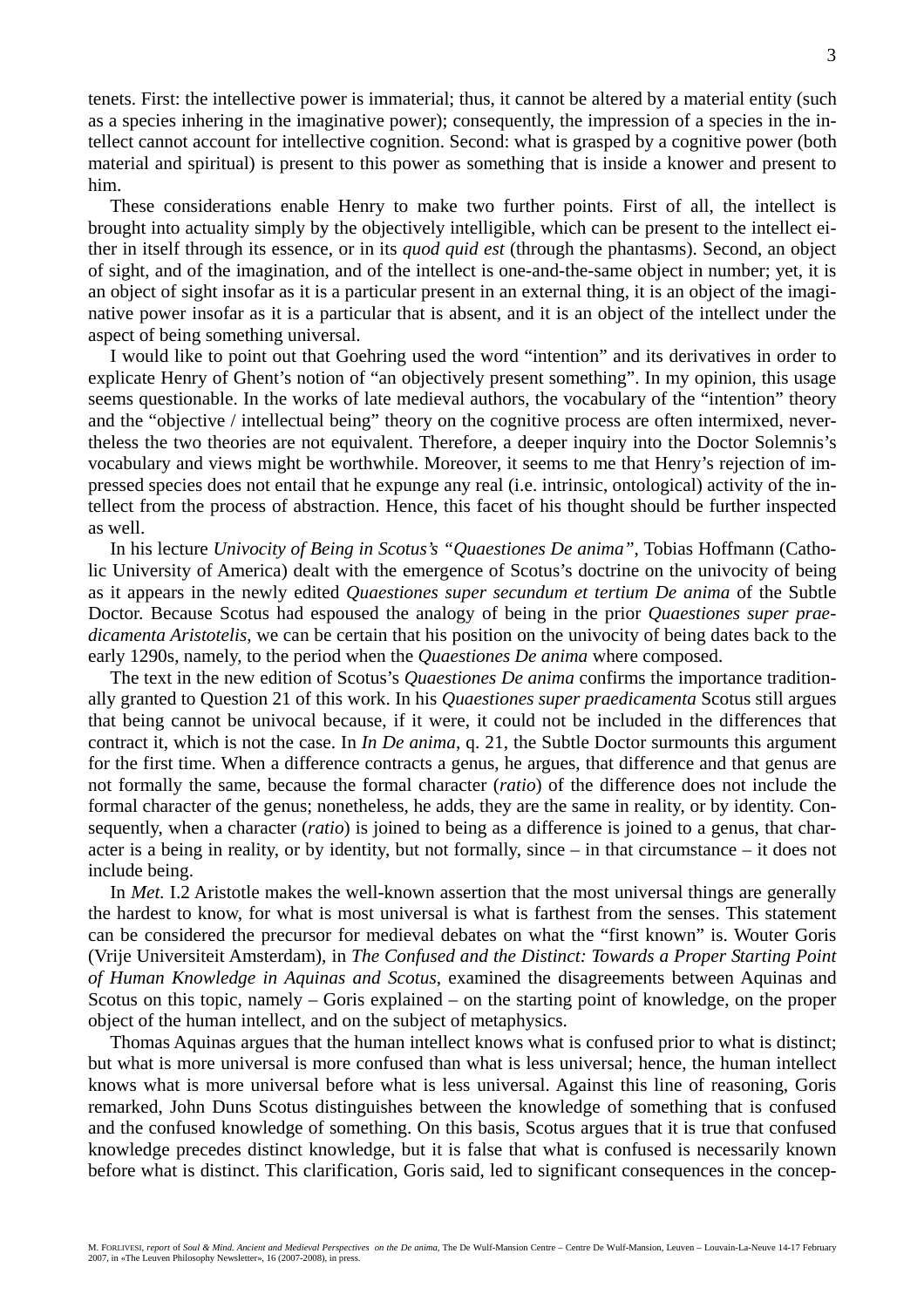tenets. First: the intellective power is immaterial; thus, it cannot be altered by a material entity (such as a species inhering in the imaginative power); consequently, the impression of a species in the intellect cannot account for intellective cognition. Second: what is grasped by a cognitive power (both material and spiritual) is present to this power as something that is inside a knower and present to him.

These considerations enable Henry to make two further points. First of all, the intellect is brought into actuality simply by the objectively intelligible, which can be present to the intellect either in itself through its essence, or in its *quod quid est* (through the phantasms). Second, an object of sight, and of the imagination, and of the intellect is one-and-the-same object in number; yet, it is an object of sight insofar as it is a particular present in an external thing, it is an object of the imaginative power insofar as it is a particular that is absent, and it is an object of the intellect under the aspect of being something universal.

I would like to point out that Goehring used the word "intention" and its derivatives in order to explicate Henry of Ghent's notion of "an objectively present something". In my opinion, this usage seems questionable. In the works of late medieval authors, the vocabulary of the "intention" theory and the "objective / intellectual being" theory on the cognitive process are often intermixed, nevertheless the two theories are not equivalent. Therefore, a deeper inquiry into the Doctor Solemnis's vocabulary and views might be worthwhile. Moreover, it seems to me that Henry's rejection of impressed species does not entail that he expunge any real (i.e. intrinsic, ontological) activity of the intellect from the process of abstraction. Hence, this facet of his thought should be further inspected as well.

In his lecture *Univocity of Being in Scotus's "Quaestiones De anima"*, Tobias Hoffmann (Catholic University of America) dealt with the emergence of Scotus's doctrine on the univocity of being as it appears in the newly edited *Quaestiones super secundum et tertium De anima* of the Subtle Doctor. Because Scotus had espoused the analogy of being in the prior *Quaestiones super praedicamenta Aristotelis*, we can be certain that his position on the univocity of being dates back to the early 1290s, namely, to the period when the *Quaestiones De anima* where composed.

The text in the new edition of Scotus's *Quaestiones De anima* confirms the importance traditionally granted to Question 21 of this work. In his *Quaestiones super praedicamenta* Scotus still argues that being cannot be univocal because, if it were, it could not be included in the differences that contract it, which is not the case. In *In De anima*, q. 21, the Subtle Doctor surmounts this argument for the first time. When a difference contracts a genus, he argues, that difference and that genus are not formally the same, because the formal character (*ratio*) of the difference does not include the formal character of the genus; nonetheless, he adds, they are the same in reality, or by identity. Consequently, when a character (*ratio*) is joined to being as a difference is joined to a genus, that character is a being in reality, or by identity, but not formally, since – in that circumstance – it does not include being.

In *Met.* I.2 Aristotle makes the well-known assertion that the most universal things are generally the hardest to know, for what is most universal is what is farthest from the senses. This statement can be considered the precursor for medieval debates on what the "first known" is. Wouter Goris (Vrije Universiteit Amsterdam), in *The Confused and the Distinct: Towards a Proper Starting Point of Human Knowledge in Aquinas and Scotus*, examined the disagreements between Aquinas and Scotus on this topic, namely – Goris explained – on the starting point of knowledge, on the proper object of the human intellect, and on the subject of metaphysics.

Thomas Aquinas argues that the human intellect knows what is confused prior to what is distinct; but what is more universal is more confused than what is less universal; hence, the human intellect knows what is more universal before what is less universal. Against this line of reasoning, Goris remarked, John Duns Scotus distinguishes between the knowledge of something that is confused and the confused knowledge of something. On this basis, Scotus argues that it is true that confused knowledge precedes distinct knowledge, but it is false that what is confused is necessarily known before what is distinct. This clarification, Goris said, led to significant consequences in the concep-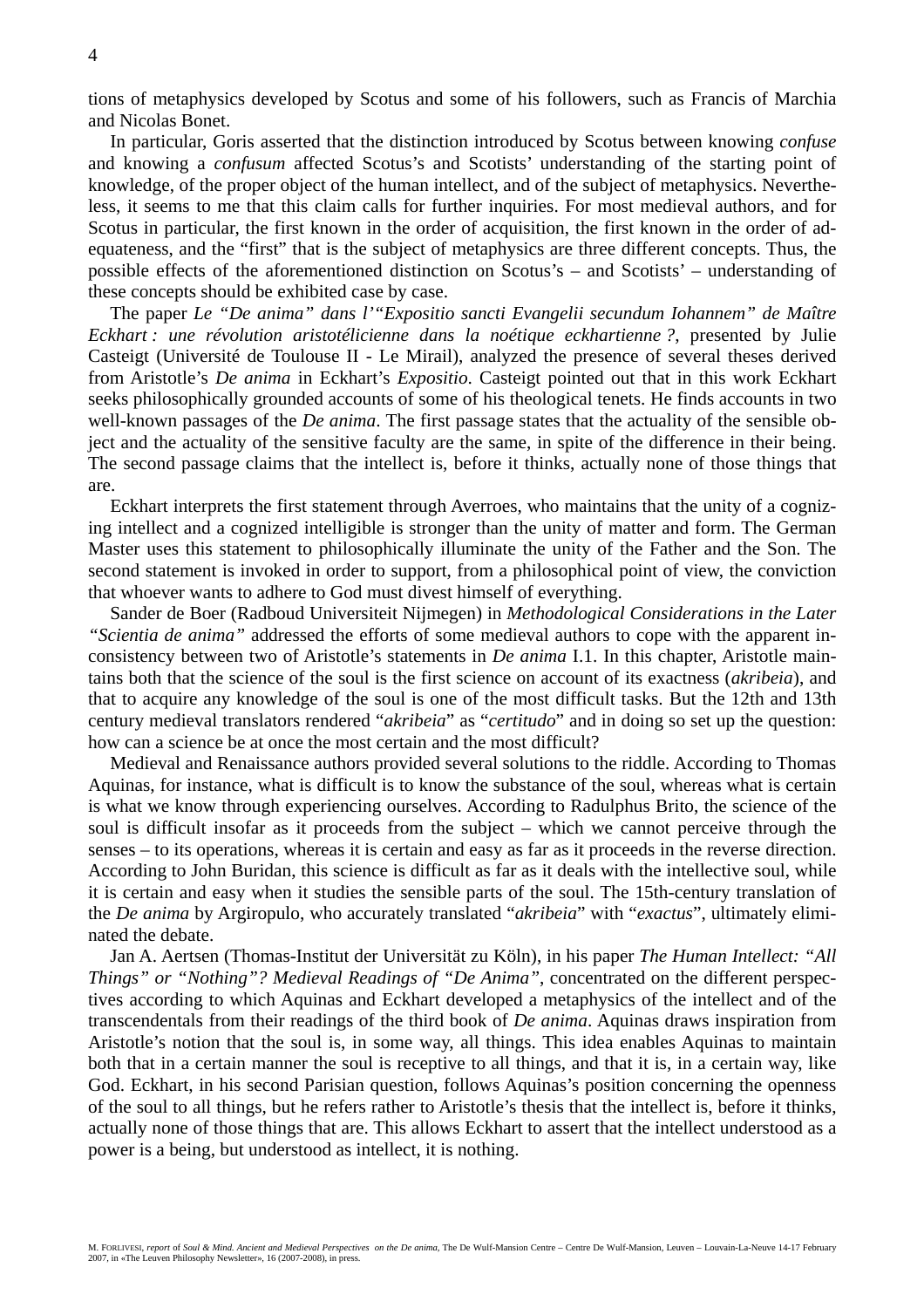tions of metaphysics developed by Scotus and some of his followers, such as Francis of Marchia and Nicolas Bonet.

In particular, Goris asserted that the distinction introduced by Scotus between knowing *confuse* and knowing a *confusum* affected Scotus's and Scotists' understanding of the starting point of knowledge, of the proper object of the human intellect, and of the subject of metaphysics. Nevertheless, it seems to me that this claim calls for further inquiries. For most medieval authors, and for Scotus in particular, the first known in the order of acquisition, the first known in the order of adequateness, and the "first" that is the subject of metaphysics are three different concepts. Thus, the possible effects of the aforementioned distinction on Scotus's – and Scotists' – understanding of these concepts should be exhibited case by case.

The paper *Le "De anima" dans l'"Expositio sancti Evangelii secundum Iohannem" de Maître Eckhart : une révolution aristotélicienne dans la noétique eckhartienne ?*, presented by Julie Casteigt (Université de Toulouse II - Le Mirail), analyzed the presence of several theses derived from Aristotle's *De anima* in Eckhart's *Expositio*. Casteigt pointed out that in this work Eckhart seeks philosophically grounded accounts of some of his theological tenets. He finds accounts in two well-known passages of the *De anima*. The first passage states that the actuality of the sensible object and the actuality of the sensitive faculty are the same, in spite of the difference in their being. The second passage claims that the intellect is, before it thinks, actually none of those things that are.

Eckhart interprets the first statement through Averroes, who maintains that the unity of a cognizing intellect and a cognized intelligible is stronger than the unity of matter and form. The German Master uses this statement to philosophically illuminate the unity of the Father and the Son. The second statement is invoked in order to support, from a philosophical point of view, the conviction that whoever wants to adhere to God must divest himself of everything.

Sander de Boer (Radboud Universiteit Nijmegen) in *Methodological Considerations in the Later "Scientia de anima"* addressed the efforts of some medieval authors to cope with the apparent inconsistency between two of Aristotle's statements in *De anima* I.1. In this chapter, Aristotle maintains both that the science of the soul is the first science on account of its exactness (*akribeia*), and that to acquire any knowledge of the soul is one of the most difficult tasks. But the 12th and 13th century medieval translators rendered "*akribeia*" as "*certitudo*" and in doing so set up the question: how can a science be at once the most certain and the most difficult?

Medieval and Renaissance authors provided several solutions to the riddle. According to Thomas Aquinas, for instance, what is difficult is to know the substance of the soul, whereas what is certain is what we know through experiencing ourselves. According to Radulphus Brito, the science of the soul is difficult insofar as it proceeds from the subject – which we cannot perceive through the senses – to its operations, whereas it is certain and easy as far as it proceeds in the reverse direction. According to John Buridan, this science is difficult as far as it deals with the intellective soul, while it is certain and easy when it studies the sensible parts of the soul. The 15th-century translation of the *De anima* by Argiropulo, who accurately translated "*akribeia*" with "*exactus*", ultimately eliminated the debate.

Jan A. Aertsen (Thomas-Institut der Universität zu Köln), in his paper *The Human Intellect: "All Things" or "Nothing"? Medieval Readings of "De Anima"*, concentrated on the different perspectives according to which Aquinas and Eckhart developed a metaphysics of the intellect and of the transcendentals from their readings of the third book of *De anima*. Aquinas draws inspiration from Aristotle's notion that the soul is, in some way, all things. This idea enables Aquinas to maintain both that in a certain manner the soul is receptive to all things, and that it is, in a certain way, like God. Eckhart, in his second Parisian question, follows Aquinas's position concerning the openness of the soul to all things, but he refers rather to Aristotle's thesis that the intellect is, before it thinks, actually none of those things that are. This allows Eckhart to assert that the intellect understood as a power is a being, but understood as intellect, it is nothing.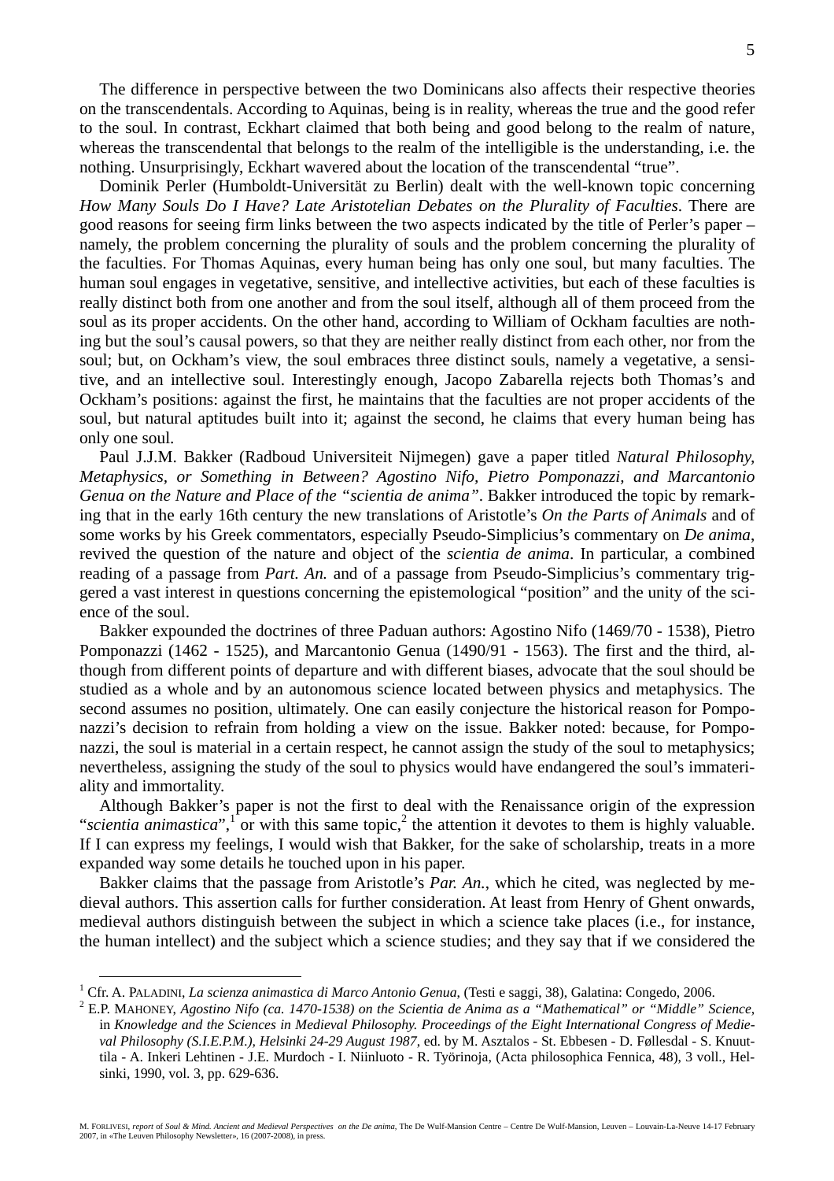The difference in perspective between the two Dominicans also affects their respective theories on the transcendentals. According to Aquinas, being is in reality, whereas the true and the good refer to the soul. In contrast, Eckhart claimed that both being and good belong to the realm of nature, whereas the transcendental that belongs to the realm of the intelligible is the understanding, i.e. the nothing. Unsurprisingly, Eckhart wavered about the location of the transcendental "true".

Dominik Perler (Humboldt-Universität zu Berlin) dealt with the well-known topic concerning *How Many Souls Do I Have? Late Aristotelian Debates on the Plurality of Faculties*. There are good reasons for seeing firm links between the two aspects indicated by the title of Perler's paper – namely, the problem concerning the plurality of souls and the problem concerning the plurality of the faculties. For Thomas Aquinas, every human being has only one soul, but many faculties. The human soul engages in vegetative, sensitive, and intellective activities, but each of these faculties is really distinct both from one another and from the soul itself, although all of them proceed from the soul as its proper accidents. On the other hand, according to William of Ockham faculties are nothing but the soul's causal powers, so that they are neither really distinct from each other, nor from the soul; but, on Ockham's view, the soul embraces three distinct souls, namely a vegetative, a sensitive, and an intellective soul. Interestingly enough, Jacopo Zabarella rejects both Thomas's and Ockham's positions: against the first, he maintains that the faculties are not proper accidents of the soul, but natural aptitudes built into it; against the second, he claims that every human being has only one soul.

Paul J.J.M. Bakker (Radboud Universiteit Nijmegen) gave a paper titled *Natural Philosophy, Metaphysics, or Something in Between? Agostino Nifo, Pietro Pomponazzi, and Marcantonio Genua on the Nature and Place of the "scientia de anima"*. Bakker introduced the topic by remarking that in the early 16th century the new translations of Aristotle's *On the Parts of Animals* and of some works by his Greek commentators, especially Pseudo-Simplicius's commentary on *De anima*, revived the question of the nature and object of the *scientia de anima*. In particular, a combined reading of a passage from *Part. An.* and of a passage from Pseudo-Simplicius's commentary triggered a vast interest in questions concerning the epistemological "position" and the unity of the science of the soul.

Bakker expounded the doctrines of three Paduan authors: Agostino Nifo (1469/70 - 1538), Pietro Pomponazzi (1462 - 1525), and Marcantonio Genua (1490/91 - 1563). The first and the third, although from different points of departure and with different biases, advocate that the soul should be studied as a whole and by an autonomous science located between physics and metaphysics. The second assumes no position, ultimately. One can easily conjecture the historical reason for Pomponazzi's decision to refrain from holding a view on the issue. Bakker noted: because, for Pomponazzi, the soul is material in a certain respect, he cannot assign the study of the soul to metaphysics; nevertheless, assigning the study of the soul to physics would have endangered the soul's immateriality and immortality.

Although Bakker's paper is not the first to deal with the Renaissance origin of the expression "*scientia animastica*",[1] or with this same topic,[2] the attention it devotes to them is highly valuable. If I can express my feelings, I would wish that Bakker, for the sake of scholarship, treats in a more expanded way some details he touched upon in his paper.

Bakker claims that the passage from Aristotle's *Par. An.*, which he cited, was neglected by medieval authors. This assertion calls for further consideration. At least from Henry of Ghent onwards, medieval authors distinguish between the subject in which a science take places (i.e., for instance, the human intellect) and the subject which a science studies; and they say that if we considered the

---

[1] Cfr. A. PALADINI, *La scienza animastica di Marco Antonio Genua*, (Testi e saggi, 38), Galatina: Congedo, 2006.

[2] E.P. MAHONEY, *Agostino Nifo (ca. 1470-1538) on the Scientia de Anima as a "Mathematical" or "Middle" Science*, in *Knowledge and the Sciences in Medieval Philosophy. Proceedings of the Eight International Congress of Medieval Philosophy (S.I.E.P.M.), Helsinki 24-29 August 1987*, ed. by M. Asztalos - St. Ebbesen - D. Føllesdal - S. Knuuttila - A. Inkeri Lehtinen - J.E. Murdoch - I. Niinluoto - R. Työrinoja, (Acta philosophica Fennica, 48), 3 voll., Helsinki, 1990, vol. 3, pp. 629-636.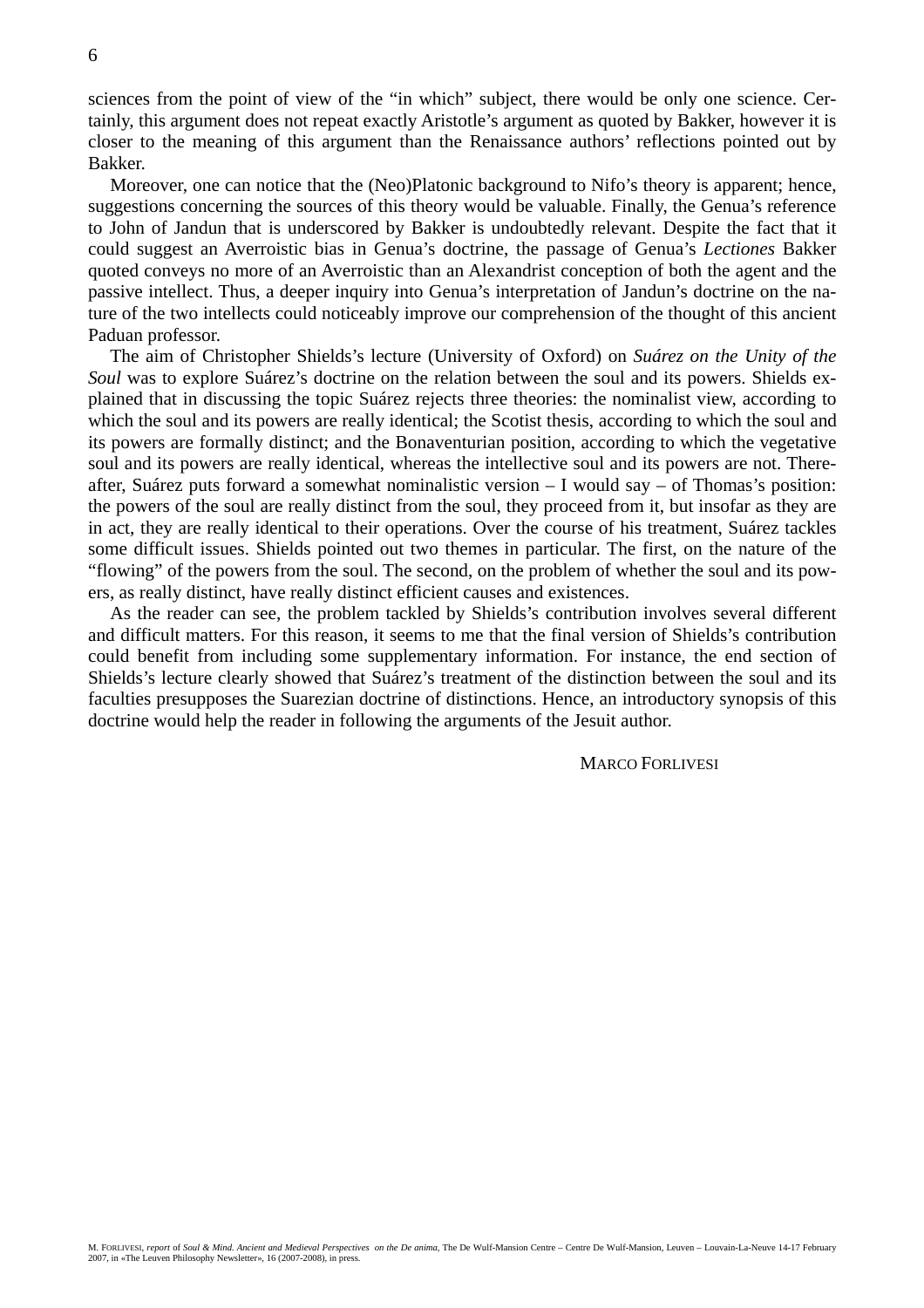sciences from the point of view of the "in which" subject, there would be only one science. Certainly, this argument does not repeat exactly Aristotle's argument as quoted by Bakker, however it is closer to the meaning of this argument than the Renaissance authors' reflections pointed out by Bakker.

Moreover, one can notice that the (Neo)Platonic background to Nifo's theory is apparent; hence, suggestions concerning the sources of this theory would be valuable. Finally, the Genua's reference to John of Jandun that is underscored by Bakker is undoubtedly relevant. Despite the fact that it could suggest an Averroistic bias in Genua's doctrine, the passage of Genua's *Lectiones* Bakker quoted conveys no more of an Averroistic than an Alexandrist conception of both the agent and the passive intellect. Thus, a deeper inquiry into Genua's interpretation of Jandun's doctrine on the nature of the two intellects could noticeably improve our comprehension of the thought of this ancient Paduan professor.

The aim of Christopher Shields's lecture (University of Oxford) on *Suárez on the Unity of the Soul* was to explore Suárez's doctrine on the relation between the soul and its powers. Shields explained that in discussing the topic Suárez rejects three theories: the nominalist view, according to which the soul and its powers are really identical; the Scotist thesis, according to which the soul and its powers are formally distinct; and the Bonaventurian position, according to which the vegetative soul and its powers are really identical, whereas the intellective soul and its powers are not. Thereafter, Suárez puts forward a somewhat nominalistic version – I would say – of Thomas's position: the powers of the soul are really distinct from the soul, they proceed from it, but insofar as they are in act, they are really identical to their operations. Over the course of his treatment, Suárez tackles some difficult issues. Shields pointed out two themes in particular. The first, on the nature of the "flowing" of the powers from the soul. The second, on the problem of whether the soul and its powers, as really distinct, have really distinct efficient causes and existences.

As the reader can see, the problem tackled by Shields's contribution involves several different and difficult matters. For this reason, it seems to me that the final version of Shields's contribution could benefit from including some supplementary information. For instance, the end section of Shields's lecture clearly showed that Suárez's treatment of the distinction between the soul and its faculties presupposes the Suarezian doctrine of distinctions. Hence, an introductory synopsis of this doctrine would help the reader in following the arguments of the Jesuit author.

MARCO FORLIVESI